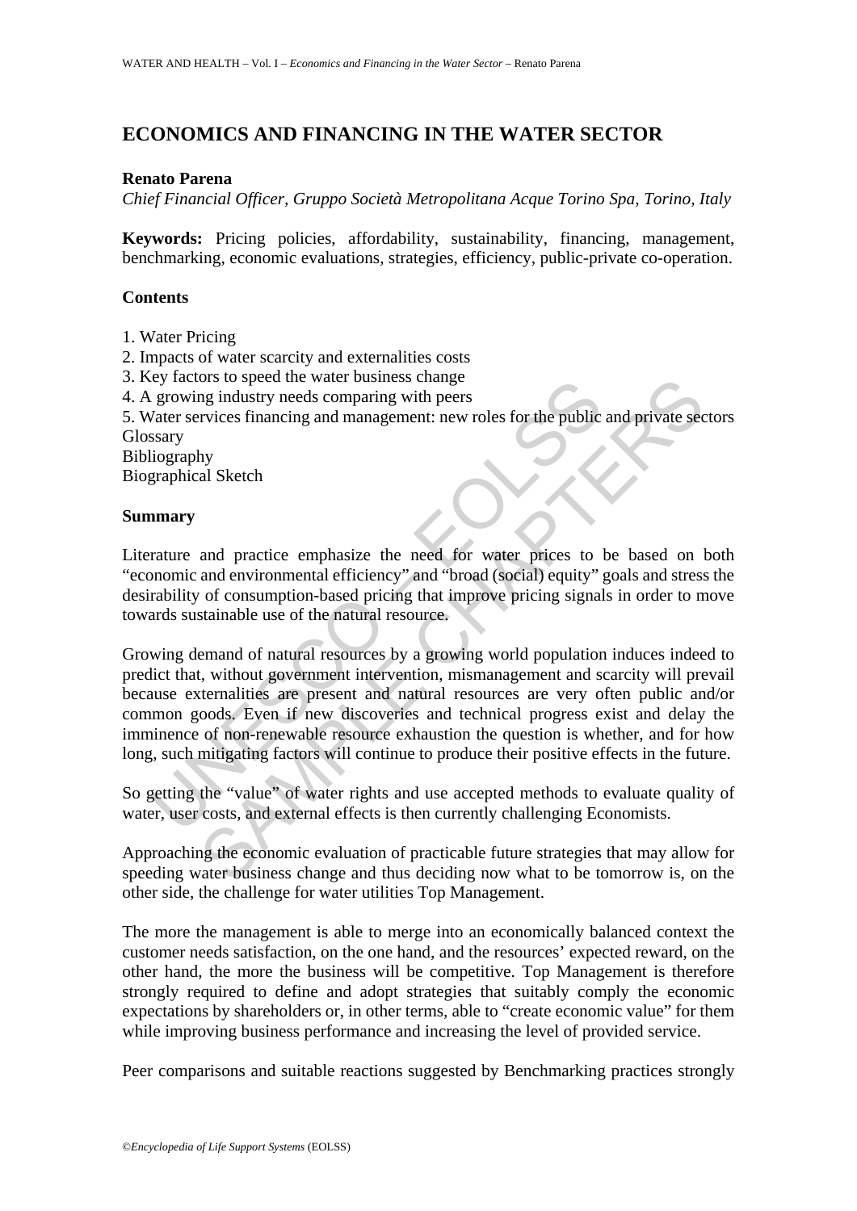# ECONOMICS AND FINANCING IN THE WATER SECTOR

**Renato Parena**

*Chief Financial Officer, Gruppo Società Metropolitana Acque Torino Spa, Torino, Italy*

**Keywords:** Pricing policies, affordability, sustainability, financing, management, benchmarking, economic evaluations, strategies, efficiency, public-private co-operation.

## Contents

1. Water Pricing
2. Impacts of water scarcity and externalities costs
3. Key factors to speed the water business change
4. A growing industry needs comparing with peers
5. Water services financing and management: new roles for the public and private sectors

Glossary
Bibliography
Biographical Sketch

## Summary

Literature and practice emphasize the need for water prices to be based on both "economic and environmental efficiency" and "broad (social) equity" goals and stress the desirability of consumption-based pricing that improve pricing signals in order to move towards sustainable use of the natural resource.

Growing demand of natural resources by a growing world population induces indeed to predict that, without government intervention, mismanagement and scarcity will prevail because externalities are present and natural resources are very often public and/or common goods. Even if new discoveries and technical progress exist and delay the imminence of non-renewable resource exhaustion the question is whether, and for how long, such mitigating factors will continue to produce their positive effects in the future.

So getting the "value" of water rights and use accepted methods to evaluate quality of water, user costs, and external effects is then currently challenging Economists.

Approaching the economic evaluation of practicable future strategies that may allow for speeding water business change and thus deciding now what to be tomorrow is, on the other side, the challenge for water utilities Top Management.

The more the management is able to merge into an economically balanced context the customer needs satisfaction, on the one hand, and the resources' expected reward, on the other hand, the more the business will be competitive. Top Management is therefore strongly required to define and adopt strategies that suitably comply the economic expectations by shareholders or, in other terms, able to "create economic value" for them while improving business performance and increasing the level of provided service.

Peer comparisons and suitable reactions suggested by Benchmarking practices strongly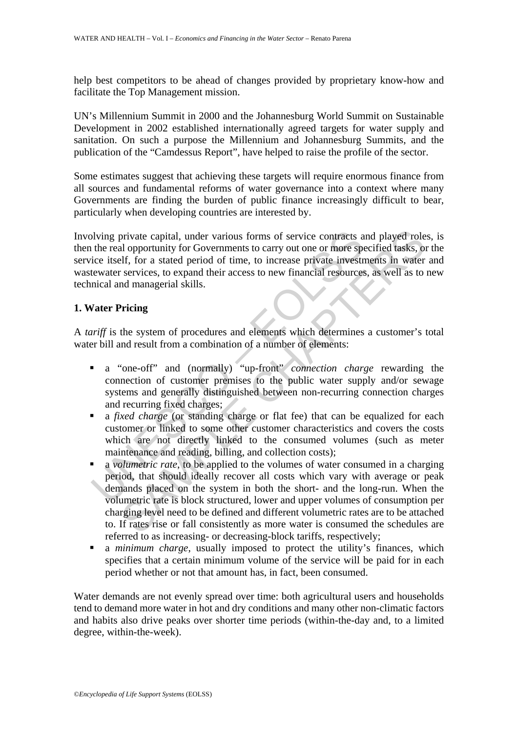help best competitors to be ahead of changes provided by proprietary know-how and facilitate the Top Management mission.

UN's Millennium Summit in 2000 and the Johannesburg World Summit on Sustainable Development in 2002 established internationally agreed targets for water supply and sanitation. On such a purpose the Millennium and Johannesburg Summits, and the publication of the "Camdessus Report", have helped to raise the profile of the sector.

Some estimates suggest that achieving these targets will require enormous finance from all sources and fundamental reforms of water governance into a context where many Governments are finding the burden of public finance increasingly difficult to bear, particularly when developing countries are interested by.

Involving private capital, under various forms of service contracts and played roles, is then the real opportunity for Governments to carry out one or more specified tasks, or the service itself, for a stated period of time, to increase private investments in water and wastewater services, to expand their access to new financial resources, as well as to new technical and managerial skills.

## 1. Water Pricing

A *tariff* is the system of procedures and elements which determines a customer's total water bill and result from a combination of a number of elements:

- a "one-off" and (normally) "up-front" *connection charge* rewarding the connection of customer premises to the public water supply and/or sewage systems and generally distinguished between non-recurring connection charges and recurring fixed charges;
- a *fixed charge* (or standing charge or flat fee) that can be equalized for each customer or linked to some other customer characteristics and covers the costs which are not directly linked to the consumed volumes (such as meter maintenance and reading, billing, and collection costs);
- a *volumetric rate*, to be applied to the volumes of water consumed in a charging period, that should ideally recover all costs which vary with average or peak demands placed on the system in both the short- and the long-run. When the volumetric rate is block structured, lower and upper volumes of consumption per charging level need to be defined and different volumetric rates are to be attached to. If rates rise or fall consistently as more water is consumed the schedules are referred to as increasing- or decreasing-block tariffs, respectively;
- a *minimum charge*, usually imposed to protect the utility's finances, which specifies that a certain minimum volume of the service will be paid for in each period whether or not that amount has, in fact, been consumed.

Water demands are not evenly spread over time: both agricultural users and households tend to demand more water in hot and dry conditions and many other non-climatic factors and habits also drive peaks over shorter time periods (within-the-day and, to a limited degree, within-the-week).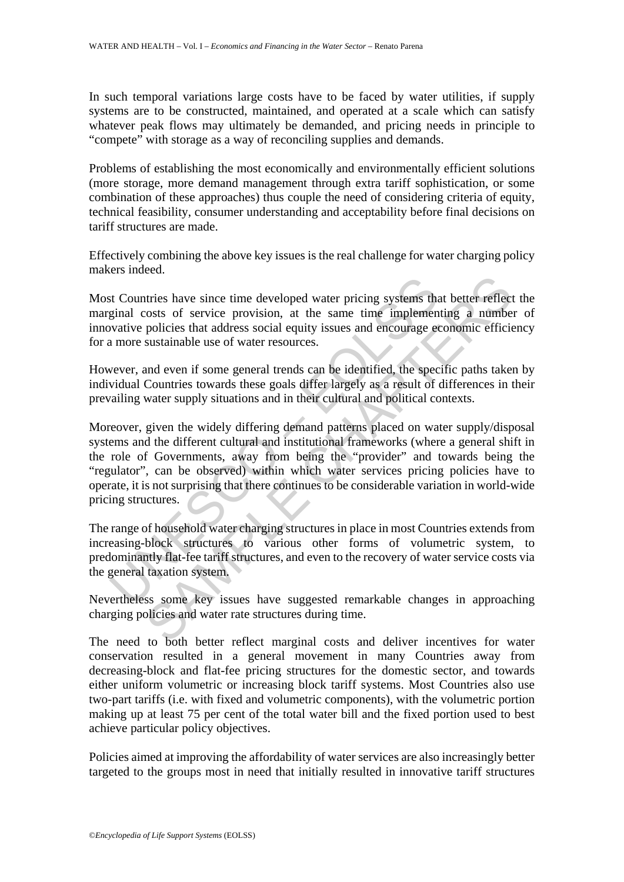In such temporal variations large costs have to be faced by water utilities, if supply systems are to be constructed, maintained, and operated at a scale which can satisfy whatever peak flows may ultimately be demanded, and pricing needs in principle to "compete" with storage as a way of reconciling supplies and demands.

Problems of establishing the most economically and environmentally efficient solutions (more storage, more demand management through extra tariff sophistication, or some combination of these approaches) thus couple the need of considering criteria of equity, technical feasibility, consumer understanding and acceptability before final decisions on tariff structures are made.

Effectively combining the above key issues is the real challenge for water charging policy makers indeed.

Most Countries have since time developed water pricing systems that better reflect the marginal costs of service provision, at the same time implementing a number of innovative policies that address social equity issues and encourage economic efficiency for a more sustainable use of water resources.

However, and even if some general trends can be identified, the specific paths taken by individual Countries towards these goals differ largely as a result of differences in their prevailing water supply situations and in their cultural and political contexts.

Moreover, given the widely differing demand patterns placed on water supply/disposal systems and the different cultural and institutional frameworks (where a general shift in the role of Governments, away from being the "provider" and towards being the "regulator", can be observed) within which water services pricing policies have to operate, it is not surprising that there continues to be considerable variation in world-wide pricing structures.

The range of household water charging structures in place in most Countries extends from increasing-block structures to various other forms of volumetric system, to predominantly flat-fee tariff structures, and even to the recovery of water service costs via the general taxation system.

Nevertheless some key issues have suggested remarkable changes in approaching charging policies and water rate structures during time.

The need to both better reflect marginal costs and deliver incentives for water conservation resulted in a general movement in many Countries away from decreasing-block and flat-fee pricing structures for the domestic sector, and towards either uniform volumetric or increasing block tariff systems. Most Countries also use two-part tariffs (i.e. with fixed and volumetric components), with the volumetric portion making up at least 75 per cent of the total water bill and the fixed portion used to best achieve particular policy objectives.

Policies aimed at improving the affordability of water services are also increasingly better targeted to the groups most in need that initially resulted in innovative tariff structures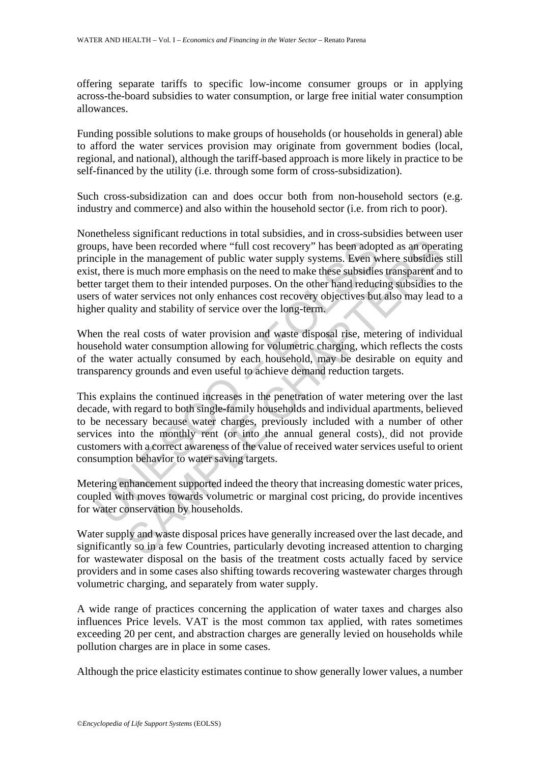offering separate tariffs to specific low-income consumer groups or in applying across-the-board subsidies to water consumption, or large free initial water consumption allowances.

Funding possible solutions to make groups of households (or households in general) able to afford the water services provision may originate from government bodies (local, regional, and national), although the tariff-based approach is more likely in practice to be self-financed by the utility (i.e. through some form of cross-subsidization).

Such cross-subsidization can and does occur both from non-household sectors (e.g. industry and commerce) and also within the household sector (i.e. from rich to poor).

Nonetheless significant reductions in total subsidies, and in cross-subsidies between user groups, have been recorded where "full cost recovery" has been adopted as an operating principle in the management of public water supply systems. Even where subsidies still exist, there is much more emphasis on the need to make these subsidies transparent and to better target them to their intended purposes. On the other hand reducing subsidies to the users of water services not only enhances cost recovery objectives but also may lead to a higher quality and stability of service over the long-term.

When the real costs of water provision and waste disposal rise, metering of individual household water consumption allowing for volumetric charging, which reflects the costs of the water actually consumed by each household, may be desirable on equity and transparency grounds and even useful to achieve demand reduction targets.

This explains the continued increases in the penetration of water metering over the last decade, with regard to both single-family households and individual apartments, believed to be necessary because water charges, previously included with a number of other services into the monthly rent (or into the annual general costs), did not provide customers with a correct awareness of the value of received water services useful to orient consumption behavior to water saving targets.

Metering enhancement supported indeed the theory that increasing domestic water prices, coupled with moves towards volumetric or marginal cost pricing, do provide incentives for water conservation by households.

Water supply and waste disposal prices have generally increased over the last decade, and significantly so in a few Countries, particularly devoting increased attention to charging for wastewater disposal on the basis of the treatment costs actually faced by service providers and in some cases also shifting towards recovering wastewater charges through volumetric charging, and separately from water supply.

A wide range of practices concerning the application of water taxes and charges also influences Price levels. VAT is the most common tax applied, with rates sometimes exceeding 20 per cent, and abstraction charges are generally levied on households while pollution charges are in place in some cases.

Although the price elasticity estimates continue to show generally lower values, a number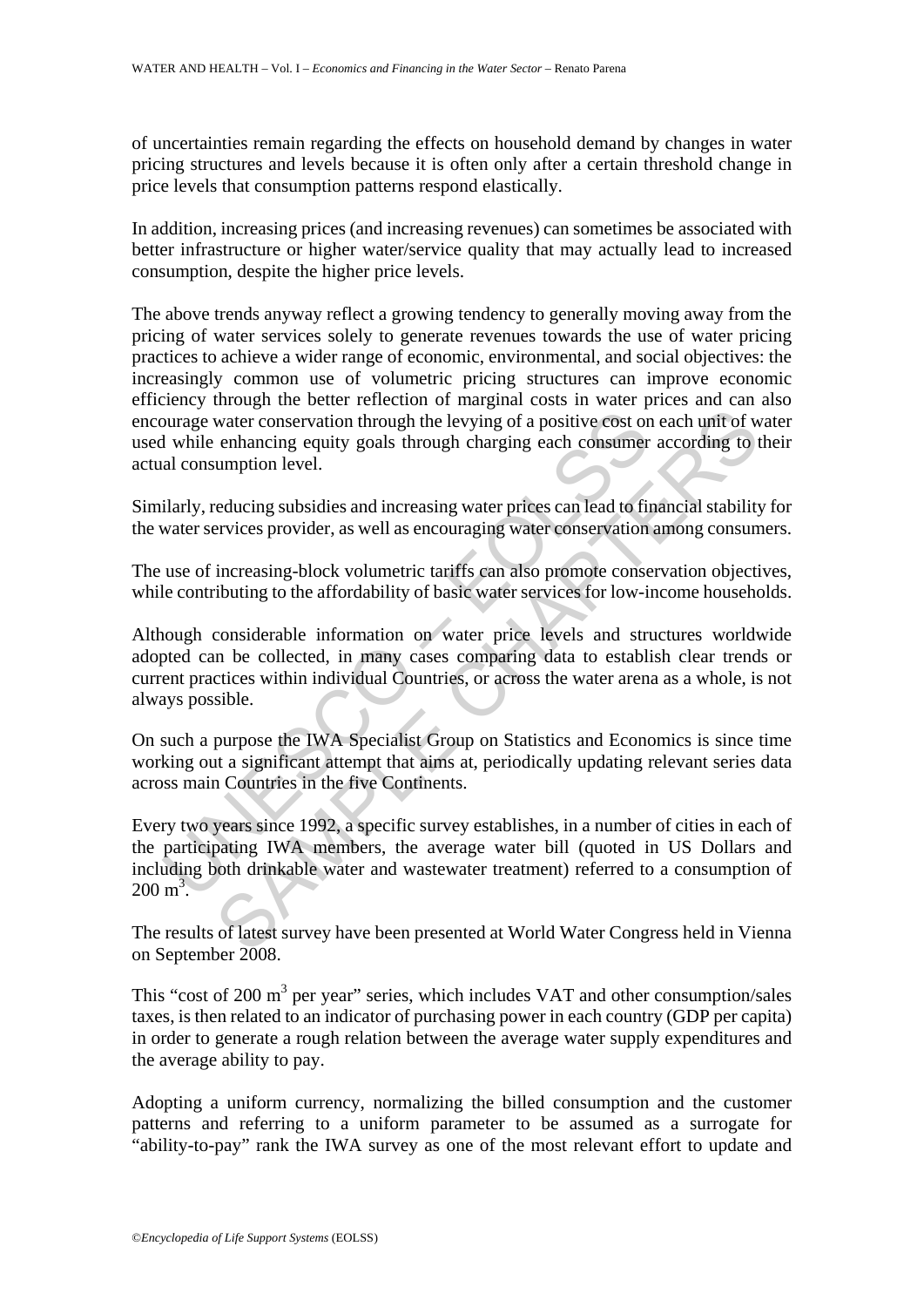of uncertainties remain regarding the effects on household demand by changes in water pricing structures and levels because it is often only after a certain threshold change in price levels that consumption patterns respond elastically.

In addition, increasing prices (and increasing revenues) can sometimes be associated with better infrastructure or higher water/service quality that may actually lead to increased consumption, despite the higher price levels.

The above trends anyway reflect a growing tendency to generally moving away from the pricing of water services solely to generate revenues towards the use of water pricing practices to achieve a wider range of economic, environmental, and social objectives: the increasingly common use of volumetric pricing structures can improve economic efficiency through the better reflection of marginal costs in water prices and can also encourage water conservation through the levying of a positive cost on each unit of water used while enhancing equity goals through charging each consumer according to their actual consumption level.

Similarly, reducing subsidies and increasing water prices can lead to financial stability for the water services provider, as well as encouraging water conservation among consumers.

The use of increasing-block volumetric tariffs can also promote conservation objectives, while contributing to the affordability of basic water services for low-income households.

Although considerable information on water price levels and structures worldwide adopted can be collected, in many cases comparing data to establish clear trends or current practices within individual Countries, or across the water arena as a whole, is not always possible.

On such a purpose the IWA Specialist Group on Statistics and Economics is since time working out a significant attempt that aims at, periodically updating relevant series data across main Countries in the five Continents.

Every two years since 1992, a specific survey establishes, in a number of cities in each of the participating IWA members, the average water bill (quoted in US Dollars and including both drinkable water and wastewater treatment) referred to a consumption of 200 $m^3$.

The results of latest survey have been presented at World Water Congress held in Vienna on September 2008.

This "cost of 200 $m^3$ per year" series, which includes VAT and other consumption/sales taxes, is then related to an indicator of purchasing power in each country (GDP per capita) in order to generate a rough relation between the average water supply expenditures and the average ability to pay.

Adopting a uniform currency, normalizing the billed consumption and the customer patterns and referring to a uniform parameter to be assumed as a surrogate for "ability-to-pay" rank the IWA survey as one of the most relevant effort to update and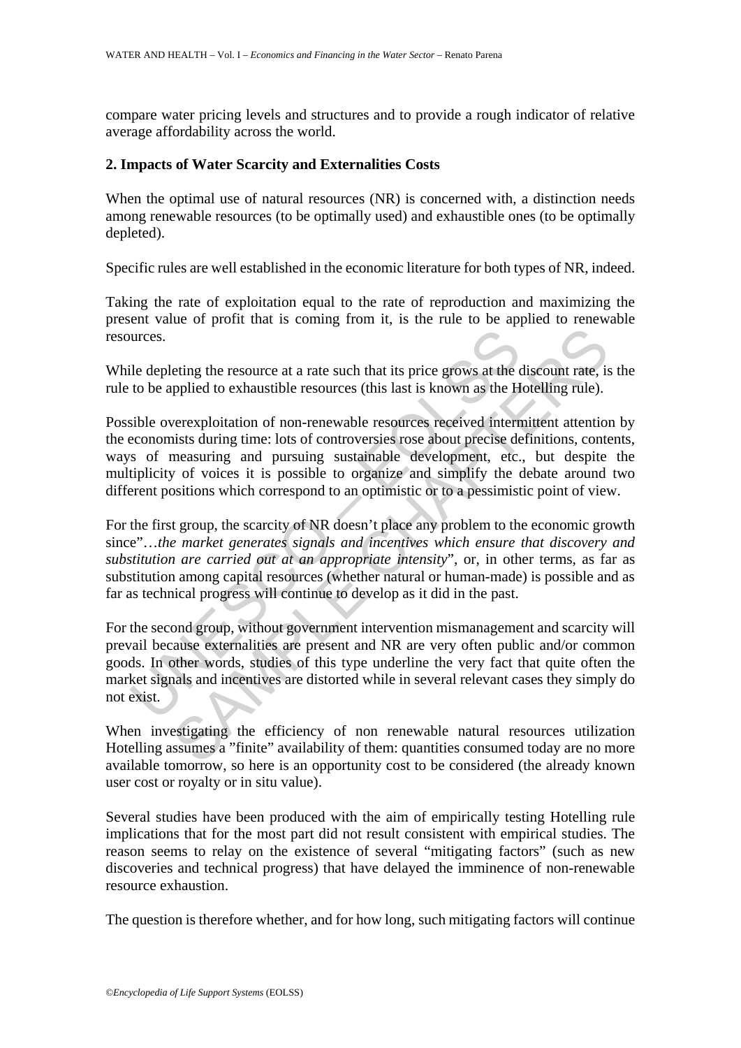compare water pricing levels and structures and to provide a rough indicator of relative average affordability across the world.

## 2. Impacts of Water Scarcity and Externalities Costs

When the optimal use of natural resources (NR) is concerned with, a distinction needs among renewable resources (to be optimally used) and exhaustible ones (to be optimally depleted).

Specific rules are well established in the economic literature for both types of NR, indeed.

Taking the rate of exploitation equal to the rate of reproduction and maximizing the present value of profit that is coming from it, is the rule to be applied to renewable resources.

While depleting the resource at a rate such that its price grows at the discount rate, is the rule to be applied to exhaustible resources (this last is known as the Hotelling rule).

Possible overexploitation of non-renewable resources received intermittent attention by the economists during time: lots of controversies rose about precise definitions, contents, ways of measuring and pursuing sustainable development, etc., but despite the multiplicity of voices it is possible to organize and simplify the debate around two different positions which correspond to an optimistic or to a pessimistic point of view.

For the first group, the scarcity of NR doesn't place any problem to the economic growth since"…*the market generates signals and incentives which ensure that discovery and substitution are carried out at an appropriate intensity*", or, in other terms, as far as substitution among capital resources (whether natural or human-made) is possible and as far as technical progress will continue to develop as it did in the past.

For the second group, without government intervention mismanagement and scarcity will prevail because externalities are present and NR are very often public and/or common goods. In other words, studies of this type underline the very fact that quite often the market signals and incentives are distorted while in several relevant cases they simply do not exist.

When investigating the efficiency of non renewable natural resources utilization Hotelling assumes a "finite" availability of them: quantities consumed today are no more available tomorrow, so here is an opportunity cost to be considered (the already known user cost or royalty or in situ value).

Several studies have been produced with the aim of empirically testing Hotelling rule implications that for the most part did not result consistent with empirical studies. The reason seems to relay on the existence of several "mitigating factors" (such as new discoveries and technical progress) that have delayed the imminence of non-renewable resource exhaustion.

The question is therefore whether, and for how long, such mitigating factors will continue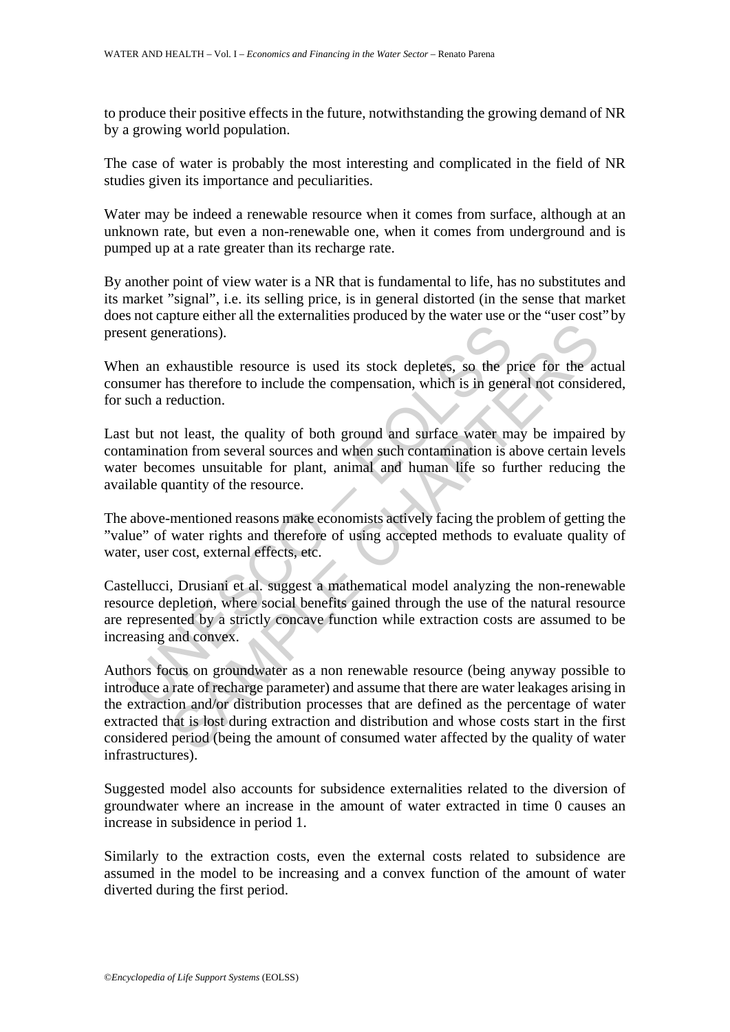to produce their positive effects in the future, notwithstanding the growing demand of NR by a growing world population.

The case of water is probably the most interesting and complicated in the field of NR studies given its importance and peculiarities.

Water may be indeed a renewable resource when it comes from surface, although at an unknown rate, but even a non-renewable one, when it comes from underground and is pumped up at a rate greater than its recharge rate.

By another point of view water is a NR that is fundamental to life, has no substitutes and its market "signal", i.e. its selling price, is in general distorted (in the sense that market does not capture either all the externalities produced by the water use or the "user cost" by present generations).

When an exhaustible resource is used its stock depletes, so the price for the actual consumer has therefore to include the compensation, which is in general not considered, for such a reduction.

Last but not least, the quality of both ground and surface water may be impaired by contamination from several sources and when such contamination is above certain levels water becomes unsuitable for plant, animal and human life so further reducing the available quantity of the resource.

The above-mentioned reasons make economists actively facing the problem of getting the "value" of water rights and therefore of using accepted methods to evaluate quality of water, user cost, external effects, etc.

Castellucci, Drusiani et al. suggest a mathematical model analyzing the non-renewable resource depletion, where social benefits gained through the use of the natural resource are represented by a strictly concave function while extraction costs are assumed to be increasing and convex.

Authors focus on groundwater as a non renewable resource (being anyway possible to introduce a rate of recharge parameter) and assume that there are water leakages arising in the extraction and/or distribution processes that are defined as the percentage of water extracted that is lost during extraction and distribution and whose costs start in the first considered period (being the amount of consumed water affected by the quality of water infrastructures).

Suggested model also accounts for subsidence externalities related to the diversion of groundwater where an increase in the amount of water extracted in time 0 causes an increase in subsidence in period 1.

Similarly to the extraction costs, even the external costs related to subsidence are assumed in the model to be increasing and a convex function of the amount of water diverted during the first period.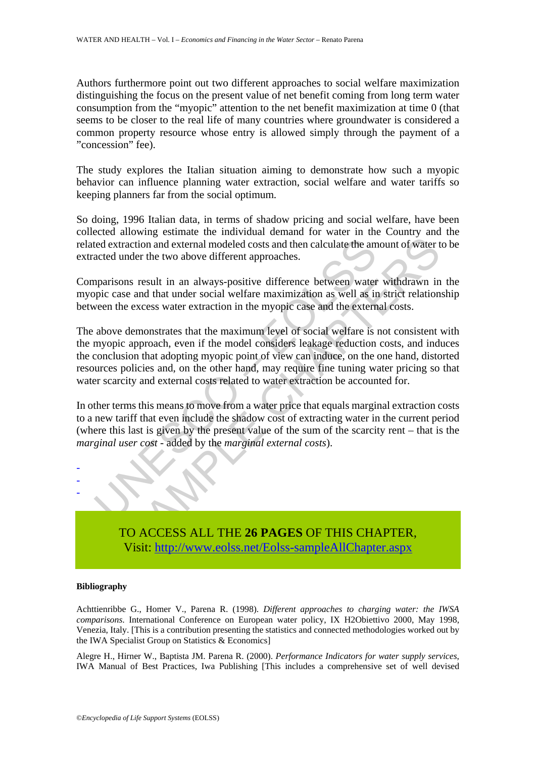Authors furthermore point out two different approaches to social welfare maximization distinguishing the focus on the present value of net benefit coming from long term water consumption from the "myopic" attention to the net benefit maximization at time 0 (that seems to be closer to the real life of many countries where groundwater is considered a common property resource whose entry is allowed simply through the payment of a "concession" fee).

The study explores the Italian situation aiming to demonstrate how such a myopic behavior can influence planning water extraction, social welfare and water tariffs so keeping planners far from the social optimum.

So doing, 1996 Italian data, in terms of shadow pricing and social welfare, have been collected allowing estimate the individual demand for water in the Country and the related extraction and external modeled costs and then calculate the amount of water to be extracted under the two above different approaches.

Comparisons result in an always-positive difference between water withdrawn in the myopic case and that under social welfare maximization as well as in strict relationship between the excess water extraction in the myopic case and the external costs.

The above demonstrates that the maximum level of social welfare is not consistent with the myopic approach, even if the model considers leakage reduction costs, and induces the conclusion that adopting myopic point of view can induce, on the one hand, distorted resources policies and, on the other hand, may require fine tuning water pricing so that water scarcity and external costs related to water extraction be accounted for.

In other terms this means to move from a water price that equals marginal extraction costs to a new tariff that even include the shadow cost of extracting water in the current period (where this last is given by the present value of the sum of the scarcity rent – that is the *marginal user cost* - added by the *marginal external costs*).

-
-
-

TO ACCESS ALL THE **26 PAGES** OF THIS CHAPTER,
Visit: http://www.eolss.net/Eolss-sampleAllChapter.aspx

#### Bibliography

Achttienribbe G., Homer V., Parena R. (1998). *Different approaches to charging water: the IWSA comparisons.* International Conference on European water policy, IX H2Obiettivo 2000, May 1998, Venezia, Italy. [This is a contribution presenting the statistics and connected methodologies worked out by the IWA Specialist Group on Statistics & Economics]

Alegre H., Hirner W., Baptista JM. Parena R. (2000). *Performance Indicators for water supply services*, IWA Manual of Best Practices, Iwa Publishing [This includes a comprehensive set of well devised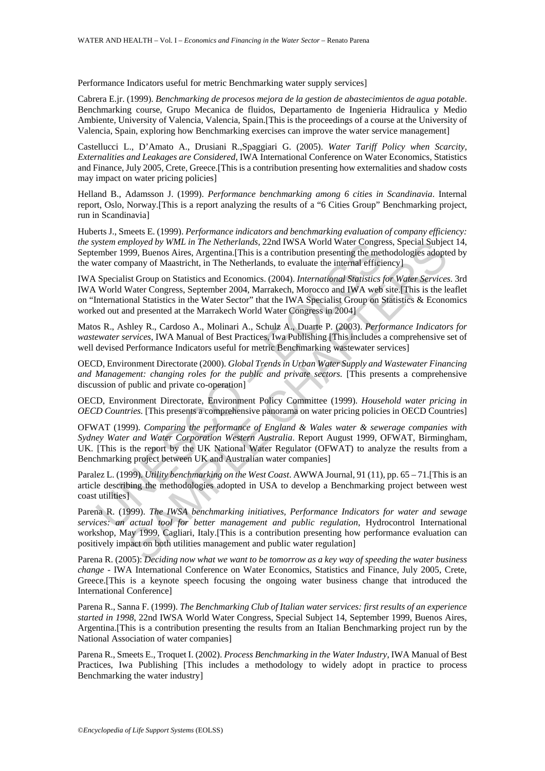Performance Indicators useful for metric Benchmarking water supply services]

Cabrera E.jr. (1999). *Benchmarking de procesos mejora de la gestion de abastecimientos de agua potable*. Benchmarking course, Grupo Mecanica de fluidos, Departamento de Ingenieria Hidraulica y Medio Ambiente, University of Valencia, Valencia, Spain.[This is the proceedings of a course at the University of Valencia, Spain, exploring how Benchmarking exercises can improve the water service management]

Castellucci L., D'Amato A., Drusiani R.,Spaggiari G. (2005). *Water Tariff Policy when Scarcity, Externalities and Leakages are Considered*, IWA International Conference on Water Economics, Statistics and Finance, July 2005, Crete, Greece.[This is a contribution presenting how externalities and shadow costs may impact on water pricing policies]

Helland B., Adamsson J. (1999). *Performance benchmarking among 6 cities in Scandinavia*. Internal report, Oslo, Norway.[This is a report analyzing the results of a "6 Cities Group" Benchmarking project, run in Scandinavia]

Huberts J., Smeets E. (1999). *Performance indicators and benchmarking evaluation of company efficiency: the system employed by WML in The Netherlands*, 22nd IWSA World Water Congress, Special Subject 14, September 1999, Buenos Aires, Argentina.[This is a contribution presenting the methodologies adopted by the water company of Maastricht, in The Netherlands, to evaluate the internal efficiency]

IWA Specialist Group on Statistics and Economics. (2004). *International Statistics for Water Services*. 3rd IWA World Water Congress, September 2004, Marrakech, Morocco and IWA web site.[This is the leaflet on "International Statistics in the Water Sector" that the IWA Specialist Group on Statistics & Economics worked out and presented at the Marrakech World Water Congress in 2004]

Matos R., Ashley R., Cardoso A., Molinari A., Schulz A., Duarte P. (2003). *Performance Indicators for wastewater services*, IWA Manual of Best Practices, Iwa Publishing [This includes a comprehensive set of well devised Performance Indicators useful for metric Benchmarking wastewater services]

OECD, Environment Directorate (2000). *Global Trends in Urban Water Supply and Wastewater Financing and Management: changing roles for the public and private sectors.* [This presents a comprehensive discussion of public and private co-operation]

OECD, Environment Directorate, Environment Policy Committee (1999). *Household water pricing in OECD Countries.* [This presents a comprehensive panorama on water pricing policies in OECD Countries]

OFWAT (1999). *Comparing the performance of England & Wales water & sewerage companies with Sydney Water and Water Corporation Western Australia*. Report August 1999, OFWAT, Birmingham, UK. [This is the report by the UK National Water Regulator (OFWAT) to analyze the results from a Benchmarking project between UK and Australian water companies]

Paralez L. (1999). *Utility benchmarking on the West Coast*. AWWA Journal, 91 (11), pp. 65 – 71.[This is an article describing the methodologies adopted in USA to develop a Benchmarking project between west coast utilities]

Parena R. (1999). *The IWSA benchmarking initiatives, Performance Indicators for water and sewage services: an actual tool for better management and public regulation*, Hydrocontrol International workshop, May 1999, Cagliari, Italy.[This is a contribution presenting how performance evaluation can positively impact on both utilities management and public water regulation]

Parena R. (2005): *Deciding now what we want to be tomorrow as a key way of speeding the water business change* - IWA International Conference on Water Economics, Statistics and Finance, July 2005, Crete, Greece.[This is a keynote speech focusing the ongoing water business change that introduced the International Conference]

Parena R., Sanna F. (1999). *The Benchmarking Club of Italian water services: first results of an experience started in 1998*, 22nd IWSA World Water Congress, Special Subject 14, September 1999, Buenos Aires, Argentina.[This is a contribution presenting the results from an Italian Benchmarking project run by the National Association of water companies]

Parena R., Smeets E., Troquet I. (2002). *Process Benchmarking in the Water Industry*, IWA Manual of Best Practices, Iwa Publishing [This includes a methodology to widely adopt in practice to process Benchmarking the water industry]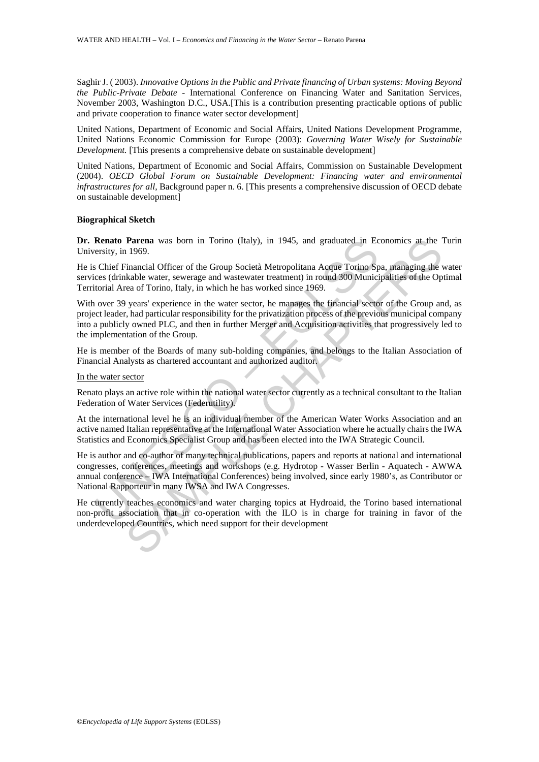Saghir J. ( 2003). *Innovative Options in the Public and Private financing of Urban systems: Moving Beyond the Public-Private Debate* - International Conference on Financing Water and Sanitation Services, November 2003, Washington D.C., USA.[This is a contribution presenting practicable options of public and private cooperation to finance water sector development]

United Nations, Department of Economic and Social Affairs, United Nations Development Programme, United Nations Economic Commission for Europe (2003): *Governing Water Wisely for Sustainable Development.* [This presents a comprehensive debate on sustainable development]

United Nations, Department of Economic and Social Affairs, Commission on Sustainable Development (2004). *OECD Global Forum on Sustainable Development: Financing water and environmental infrastructures for all*, Background paper n. 6. [This presents a comprehensive discussion of OECD debate on sustainable development]

**Biographical Sketch**

**Dr. Renato Parena** was born in Torino (Italy), in 1945, and graduated in Economics at the Turin University, in 1969.

He is Chief Financial Officer of the Group Società Metropolitana Acque Torino Spa, managing the water services (drinkable water, sewerage and wastewater treatment) in round 300 Municipalities of the Optimal Territorial Area of Torino, Italy, in which he has worked since 1969.

With over 39 years' experience in the water sector, he manages the financial sector of the Group and, as project leader, had particular responsibility for the privatization process of the previous municipal company into a publicly owned PLC, and then in further Merger and Acquisition activities that progressively led to the implementation of the Group.

He is member of the Boards of many sub-holding companies, and belongs to the Italian Association of Financial Analysts as chartered accountant and authorized auditor.

In the water sector

Renato plays an active role within the national water sector currently as a technical consultant to the Italian Federation of Water Services (Federutility).

At the international level he is an individual member of the American Water Works Association and an active named Italian representative at the International Water Association where he actually chairs the IWA Statistics and Economics Specialist Group and has been elected into the IWA Strategic Council.

He is author and co-author of many technical publications, papers and reports at national and international congresses, conferences, meetings and workshops (e.g. Hydrotop - Wasser Berlin - Aquatech - AWWA annual conference – IWA International Conferences) being involved, since early 1980's, as Contributor or National Rapporteur in many IWSA and IWA Congresses.

He currently teaches economics and water charging topics at Hydroaid, the Torino based international non-profit association that in co-operation with the ILO is in charge for training in favor of the underdeveloped Countries, which need support for their development